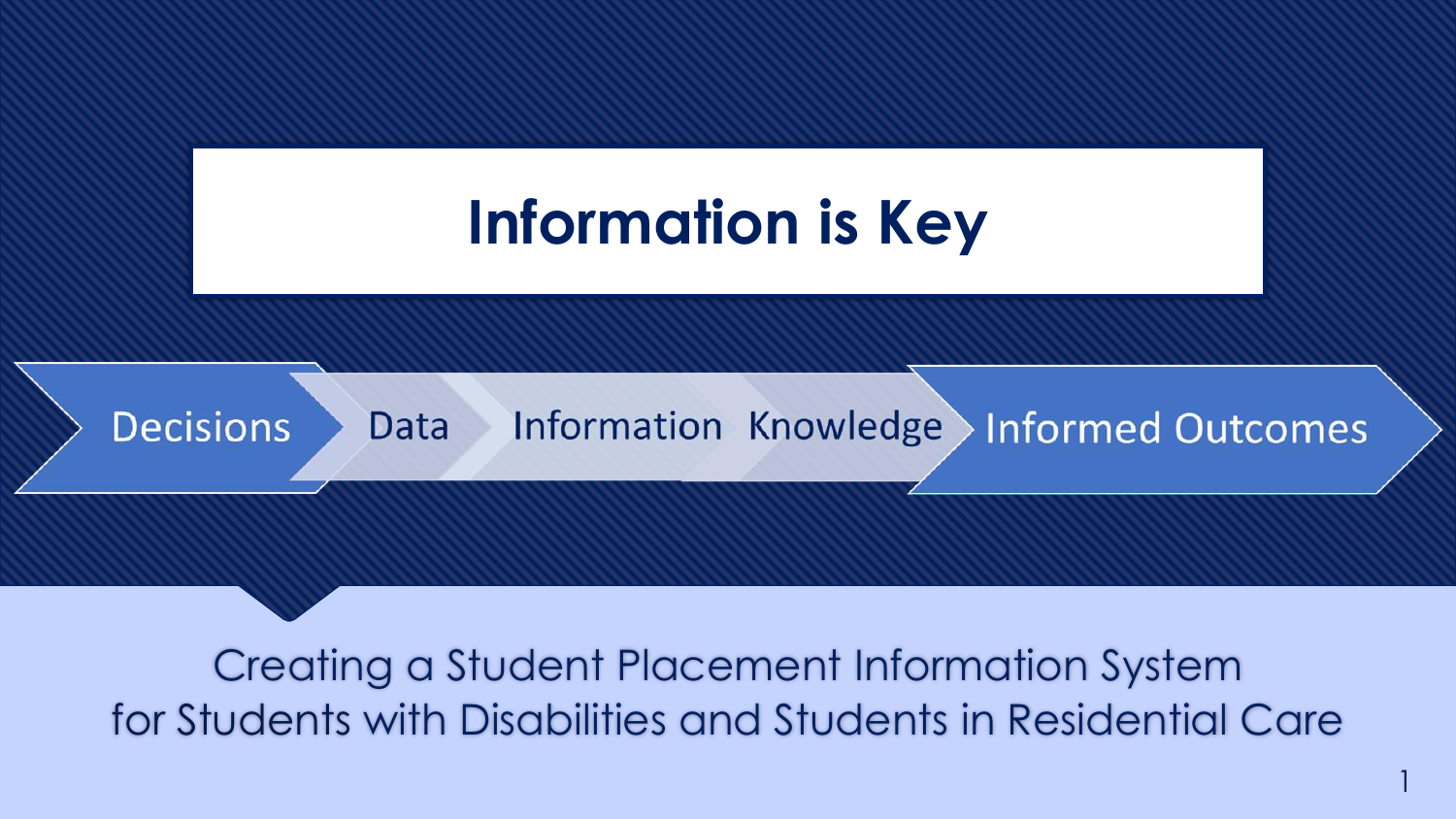# Information is Key

Decisions → Data → Information → Knowledge → Informed Outcomes

Creating a Student Placement Information System
for Students with Disabilities and Students in Residential Care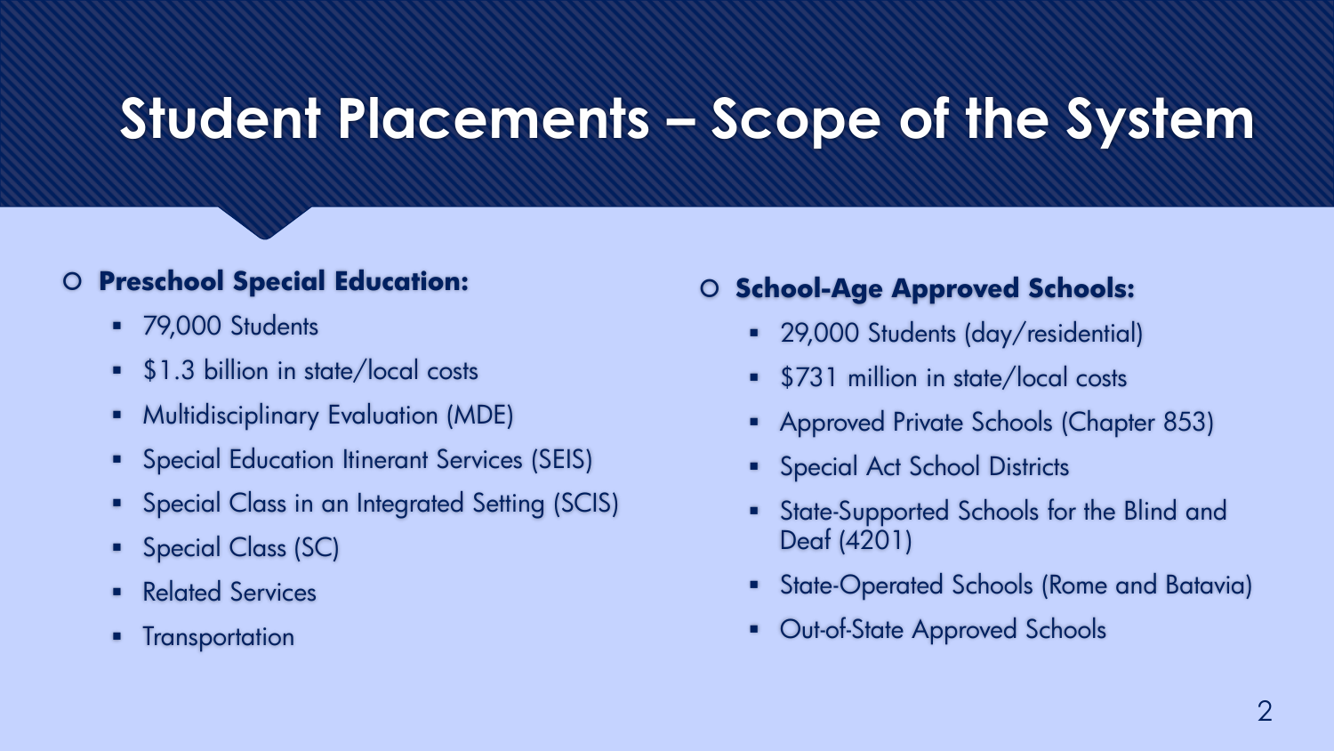# Student Placements – Scope of the System

- **Preschool Special Education:**
  - 79,000 Students
  - $1.3 billion in state/local costs
  - Multidisciplinary Evaluation (MDE)
  - Special Education Itinerant Services (SEIS)
  - Special Class in an Integrated Setting (SCIS)
  - Special Class (SC)
  - Related Services
  - Transportation

- **School-Age Approved Schools:**
  - 29,000 Students (day/residential)
  - $731 million in state/local costs
  - Approved Private Schools (Chapter 853)
  - Special Act School Districts
  - State-Supported Schools for the Blind and Deaf (4201)
  - State-Operated Schools (Rome and Batavia)
  - Out-of-State Approved Schools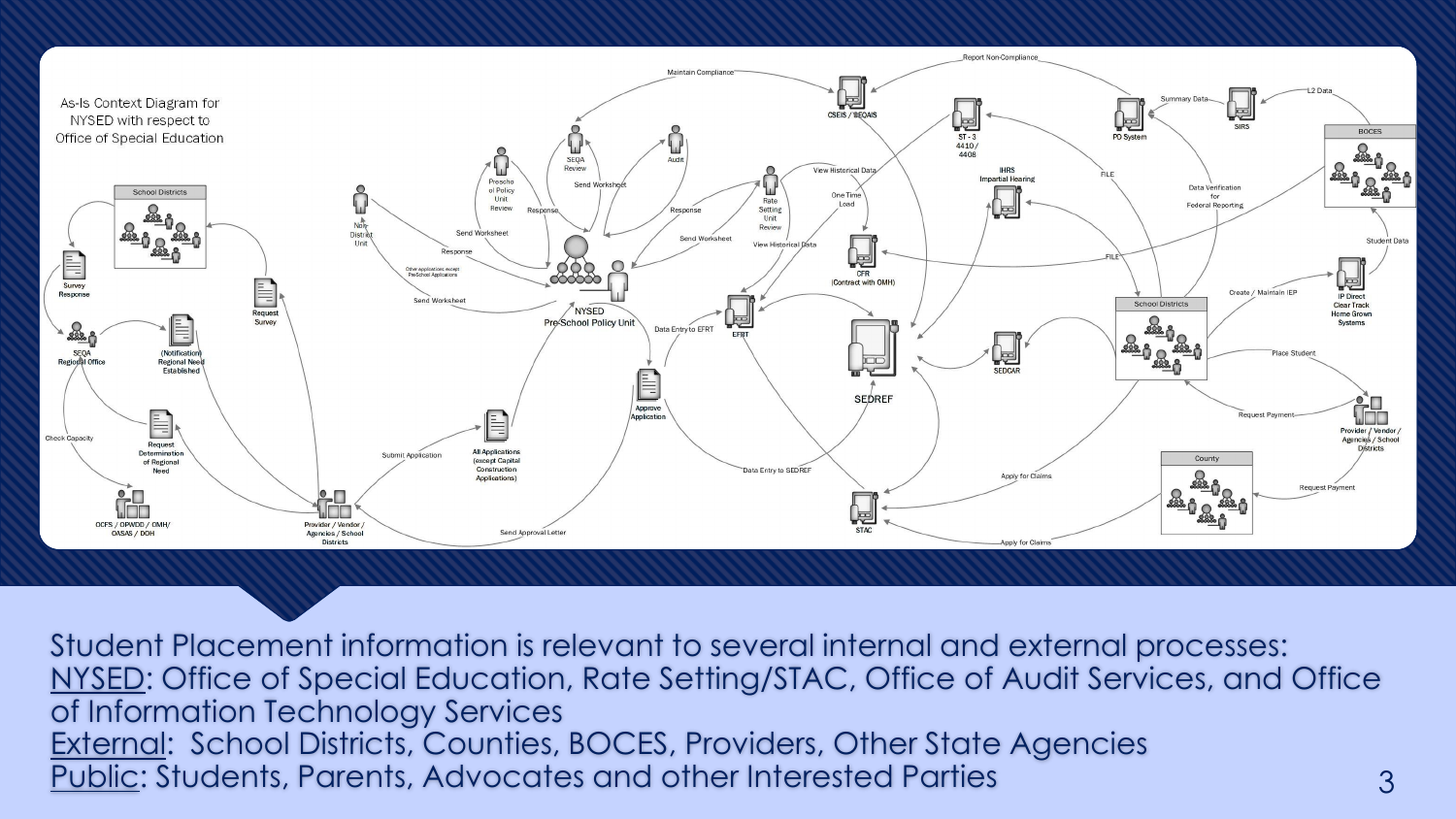As-Is Context Diagram for NYSED with respect to Office of Special Education

Student Placement information is relevant to several internal and external processes:

NYSED: Office of Special Education, Rate Setting/STAC, Office of Audit Services, and Office of Information Technology Services

External: School Districts, Counties, BOCES, Providers, Other State Agencies

Public: Students, Parents, Advocates and other Interested Parties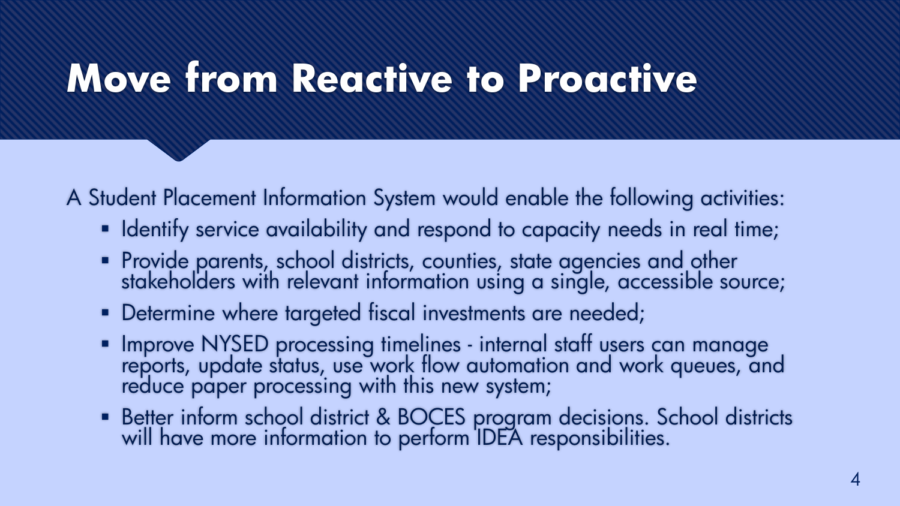# Move from Reactive to Proactive

A Student Placement Information System would enable the following activities:

- Identify service availability and respond to capacity needs in real time;
- Provide parents, school districts, counties, state agencies and other stakeholders with relevant information using a single, accessible source;
- Determine where targeted fiscal investments are needed;
- Improve NYSED processing timelines - internal staff users can manage reports, update status, use work flow automation and work queues, and reduce paper processing with this new system;
- Better inform school district & BOCES program decisions. School districts will have more information to perform IDEA responsibilities.